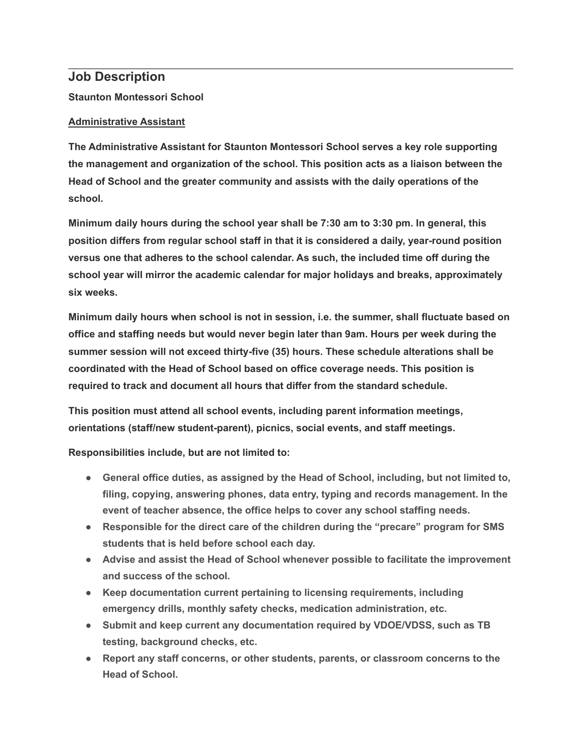## Job Description

**Staunton Montessori School**

**<u>Administrative Assistant</u>**

**The Administrative Assistant for Staunton Montessori School serves a key role supporting the management and organization of the school. This position acts as a liaison between the Head of School and the greater community and assists with the daily operations of the school.**

**Minimum daily hours during the school year shall be 7:30 am to 3:30 pm. In general, this position differs from regular school staff in that it is considered a daily, year-round position versus one that adheres to the school calendar. As such, the included time off during the school year will mirror the academic calendar for major holidays and breaks, approximately six weeks.**

**Minimum daily hours when school is not in session, i.e. the summer, shall fluctuate based on office and staffing needs but would never begin later than 9am. Hours per week during the summer session will not exceed thirty-five (35) hours. These schedule alterations shall be coordinated with the Head of School based on office coverage needs. This position is required to track and document all hours that differ from the standard schedule.**

**This position must attend all school events, including parent information meetings, orientations (staff/new student-parent), picnics, social events, and staff meetings.**

**Responsibilities include, but are not limited to:**

- **General office duties, as assigned by the Head of School, including, but not limited to, filing, copying, answering phones, data entry, typing and records management. In the event of teacher absence, the office helps to cover any school staffing needs.**
- **Responsible for the direct care of the children during the "precare" program for SMS students that is held before school each day.**
- **Advise and assist the Head of School whenever possible to facilitate the improvement and success of the school.**
- **Keep documentation current pertaining to licensing requirements, including emergency drills, monthly safety checks, medication administration, etc.**
- **Submit and keep current any documentation required by VDOE/VDSS, such as TB testing, background checks, etc.**
- **Report any staff concerns, or other students, parents, or classroom concerns to the Head of School.**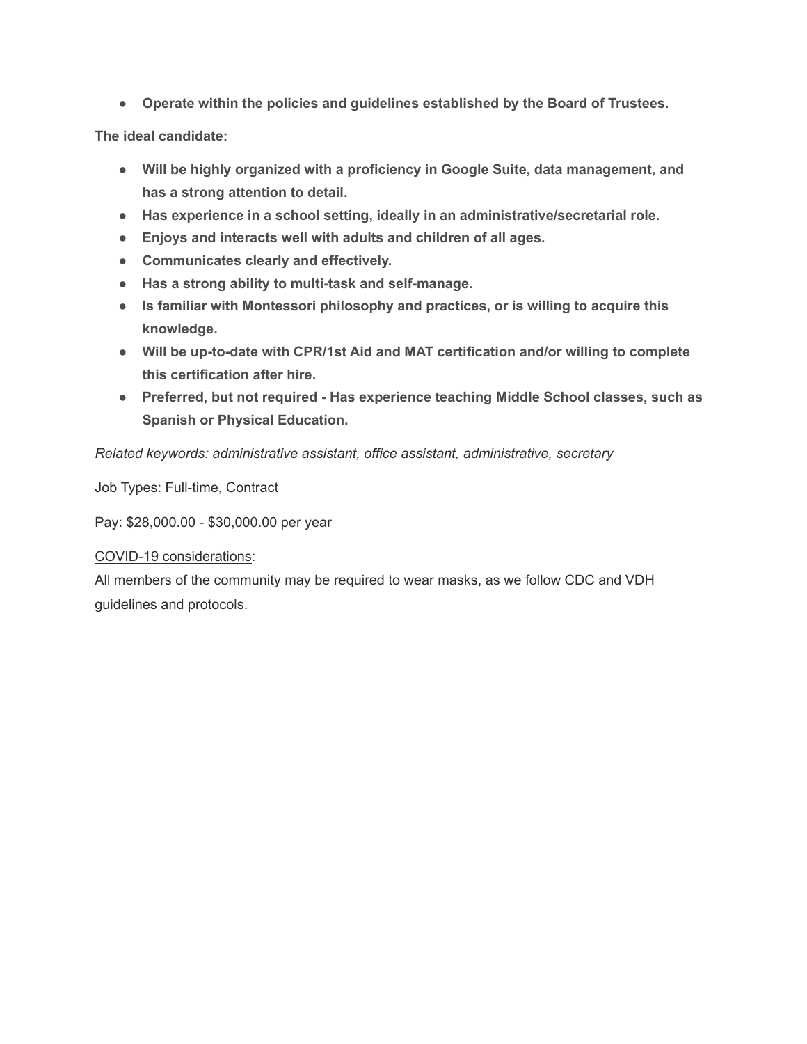- **Operate within the policies and guidelines established by the Board of Trustees.**

**The ideal candidate:**

- **Will be highly organized with a proficiency in Google Suite, data management, and has a strong attention to detail.**
- **Has experience in a school setting, ideally in an administrative/secretarial role.**
- **Enjoys and interacts well with adults and children of all ages.**
- **Communicates clearly and effectively.**
- **Has a strong ability to multi-task and self-manage.**
- **Is familiar with Montessori philosophy and practices, or is willing to acquire this knowledge.**
- **Will be up-to-date with CPR/1st Aid and MAT certification and/or willing to complete this certification after hire.**
- **Preferred, but not required - Has experience teaching Middle School classes, such as Spanish or Physical Education.**

*Related keywords: administrative assistant, office assistant, administrative, secretary*

Job Types: Full-time, Contract

Pay: $28,000.00 - $30,000.00 per year

COVID-19 considerations:
All members of the community may be required to wear masks, as we follow CDC and VDH guidelines and protocols.